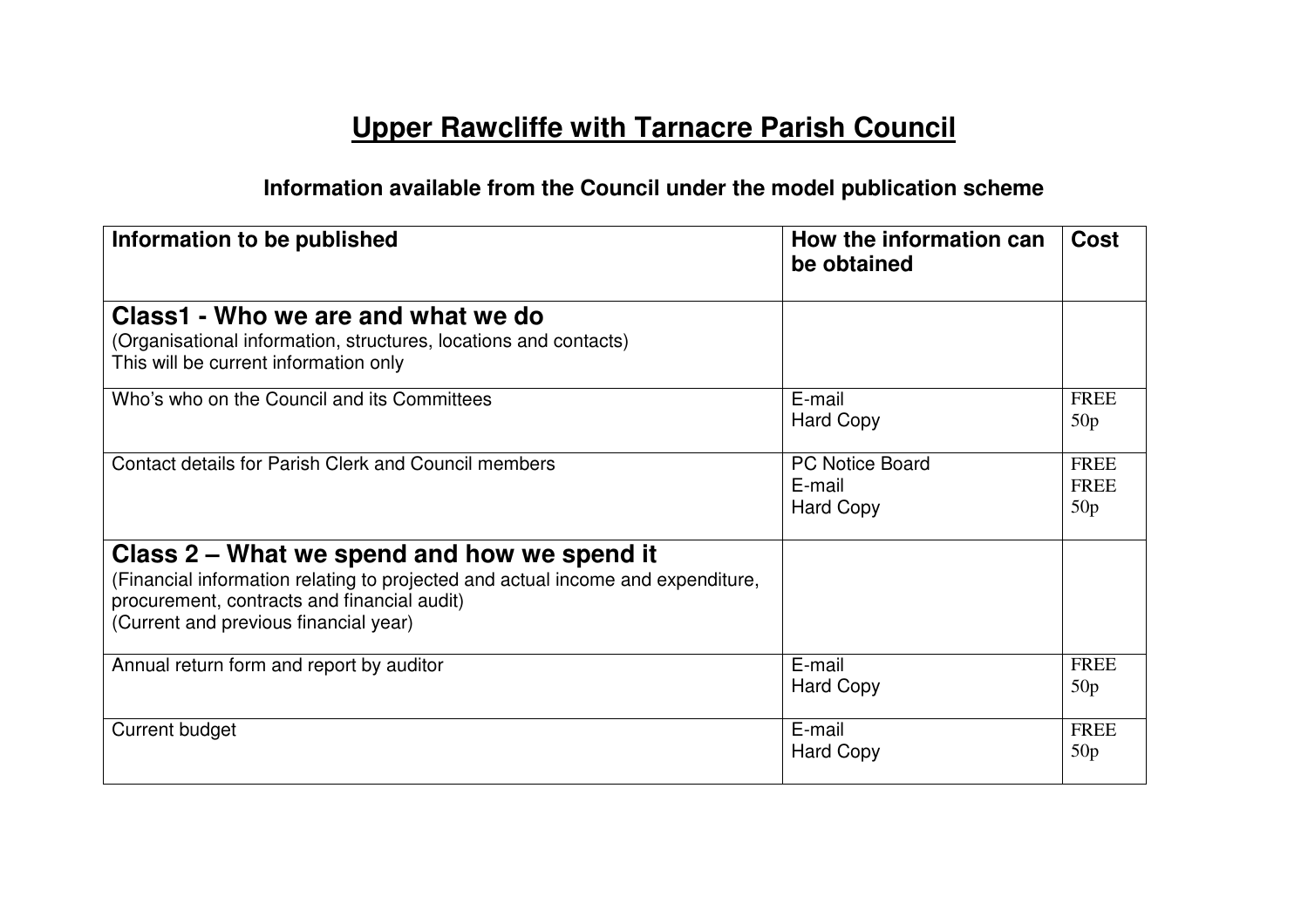# Upper Rawcliffe with Tarnacre Parish Council

### Information available from the Council under the model publication scheme

| Information to be published | How the information can be obtained | Cost |
|---|---|---|
| **Class1 - Who we are and what we do**<br>(Organisational information, structures, locations and contacts)<br>This will be current information only | | |
| Who's who on the Council and its Committees | E-mail<br>Hard Copy | FREE<br>50p |
| Contact details for Parish Clerk and Council members | PC Notice Board<br>E-mail<br>Hard Copy | FREE<br>FREE<br>50p |
| **Class 2 – What we spend and how we spend it**<br>(Financial information relating to projected and actual income and expenditure, procurement, contracts and financial audit)<br>(Current and previous financial year) | | |
| Annual return form and report by auditor | E-mail<br>Hard Copy | FREE<br>50p |
| Current budget | E-mail<br>Hard Copy | FREE<br>50p |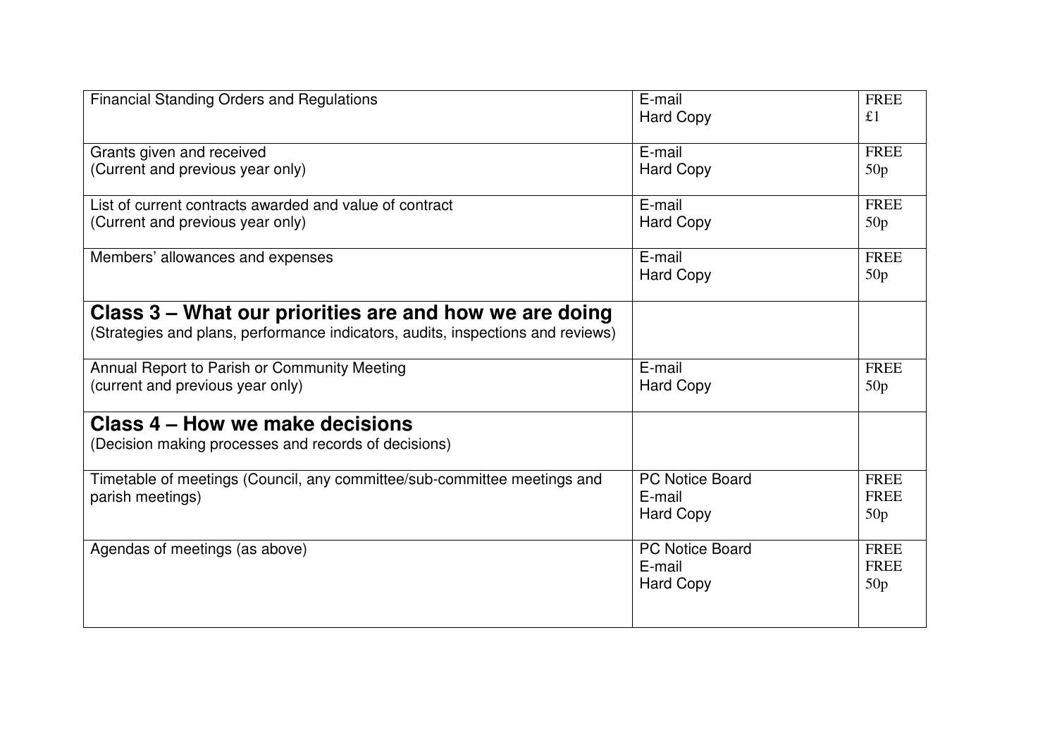| | | |
|---|---|---|
| Financial Standing Orders and Regulations | E-mail<br>Hard Copy | FREE<br>£1 |
| Grants given and received<br>(Current and previous year only) | E-mail<br>Hard Copy | FREE<br>50p |
| List of current contracts awarded and value of contract<br>(Current and previous year only) | E-mail<br>Hard Copy | FREE<br>50p |
| Members' allowances and expenses | E-mail<br>Hard Copy | FREE<br>50p |
| **Class 3 – What our priorities are and how we are doing**<br>(Strategies and plans, performance indicators, audits, inspections and reviews) | | |
| Annual Report to Parish or Community Meeting<br>(current and previous year only) | E-mail<br>Hard Copy | FREE<br>50p |
| **Class 4 – How we make decisions**<br>(Decision making processes and records of decisions) | | |
| Timetable of meetings (Council, any committee/sub-committee meetings and parish meetings) | PC Notice Board<br>E-mail<br>Hard Copy | FREE<br>FREE<br>50p |
| Agendas of meetings (as above) | PC Notice Board<br>E-mail<br>Hard Copy | FREE<br>FREE<br>50p |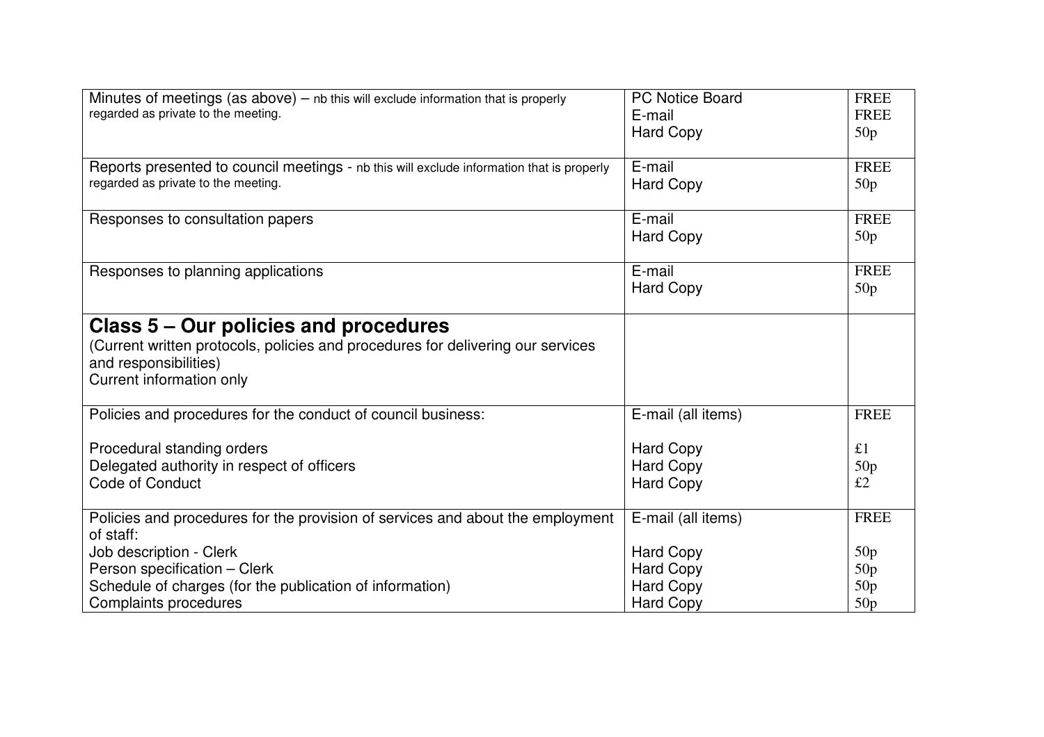| | | |
|---|---|---|
| Minutes of meetings (as above) – nb this will exclude information that is properly regarded as private to the meeting. | PC Notice Board<br>E-mail<br>Hard Copy | FREE<br>FREE<br>50p |
| Reports presented to council meetings - nb this will exclude information that is properly regarded as private to the meeting. | E-mail<br>Hard Copy | FREE<br>50p |
| Responses to consultation papers | E-mail<br>Hard Copy | FREE<br>50p |
| Responses to planning applications | E-mail<br>Hard Copy | FREE<br>50p |
| **Class 5 – Our policies and procedures**<br>(Current written protocols, policies and procedures for delivering our services and responsibilities)<br>Current information only | | |
| Policies and procedures for the conduct of council business:<br><br>Procedural standing orders<br>Delegated authority in respect of officers<br>Code of Conduct | E-mail (all items)<br><br>Hard Copy<br>Hard Copy<br>Hard Copy | FREE<br><br>£1<br>50p<br>£2 |
| Policies and procedures for the provision of services and about the employment of staff:<br>Job description - Clerk<br>Person specification – Clerk<br>Schedule of charges (for the publication of information)<br>Complaints procedures | E-mail (all items)<br><br>Hard Copy<br>Hard Copy<br>Hard Copy<br>Hard Copy | FREE<br><br>50p<br>50p<br>50p<br>50p |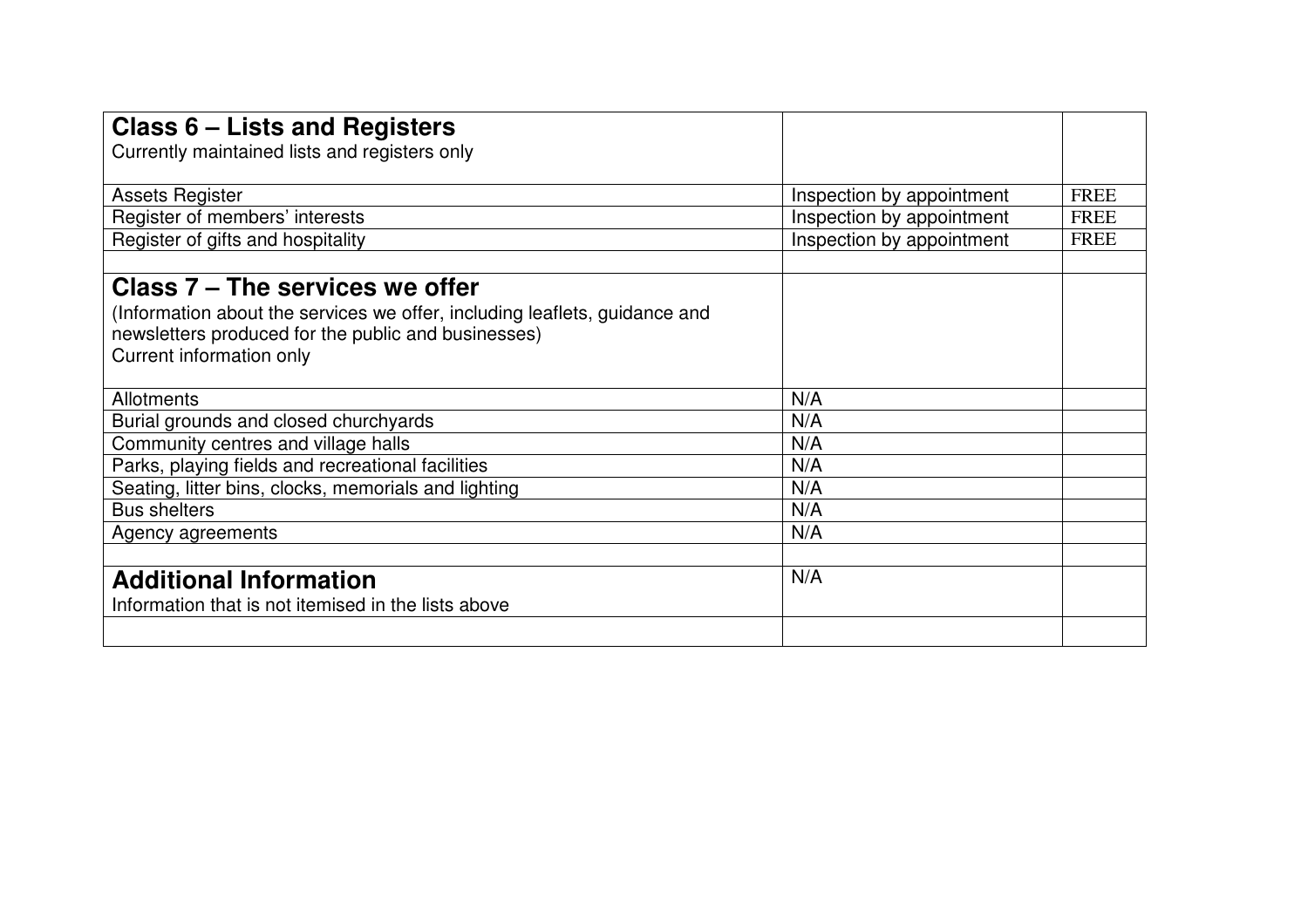| **Class 6 – Lists and Registers**<br>Currently maintained lists and registers only | | |
|---|---|---|
| Assets Register | Inspection by appointment | FREE |
| Register of members' interests | Inspection by appointment | FREE |
| Register of gifts and hospitality | Inspection by appointment | FREE |
| | | |
| **Class 7 – The services we offer**<br>(Information about the services we offer, including leaflets, guidance and newsletters produced for the public and businesses)<br>Current information only | | |
| Allotments | N/A | |
| Burial grounds and closed churchyards | N/A | |
| Community centres and village halls | N/A | |
| Parks, playing fields and recreational facilities | N/A | |
| Seating, litter bins, clocks, memorials and lighting | N/A | |
| Bus shelters | N/A | |
| Agency agreements | N/A | |
| | | |
| **Additional Information**<br>Information that is not itemised in the lists above | N/A | |
| | | |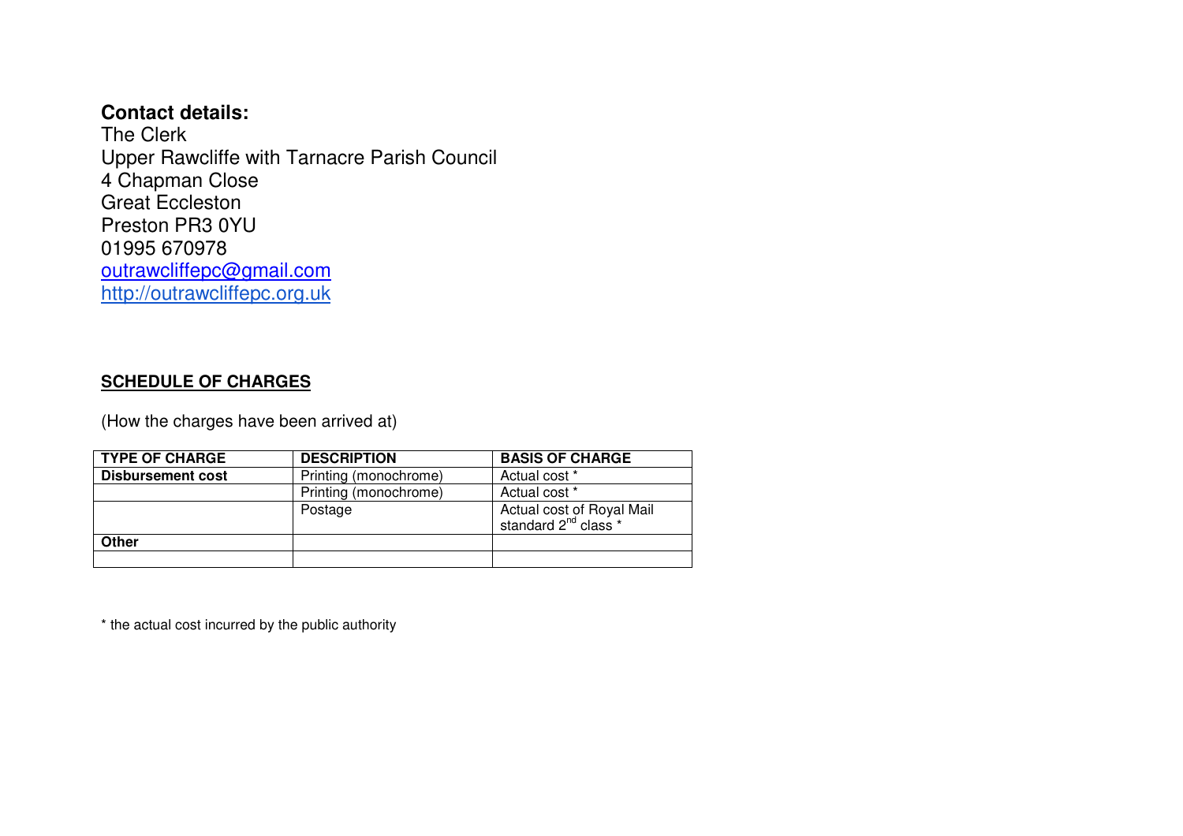**Contact details:**
The Clerk
Upper Rawcliffe with Tarnacre Parish Council
4 Chapman Close
Great Eccleston
Preston PR3 0YU
01995 670978
[outrawcliffepc@gmail.com](mailto:outrawcliffepc@gmail.com)
[http://outrawcliffepc.org.uk](http://outrawcliffepc.org.uk)

**SCHEDULE OF CHARGES**

(How the charges have been arrived at)

| TYPE OF CHARGE | DESCRIPTION | BASIS OF CHARGE |
|---|---|---|
| **Disbursement cost** | Printing (monochrome) | Actual cost * |
| | Printing (monochrome) | Actual cost * |
| | Postage | Actual cost of Royal Mail standard 2nd class * |
| **Other** | | |
| | | |

* the actual cost incurred by the public authority